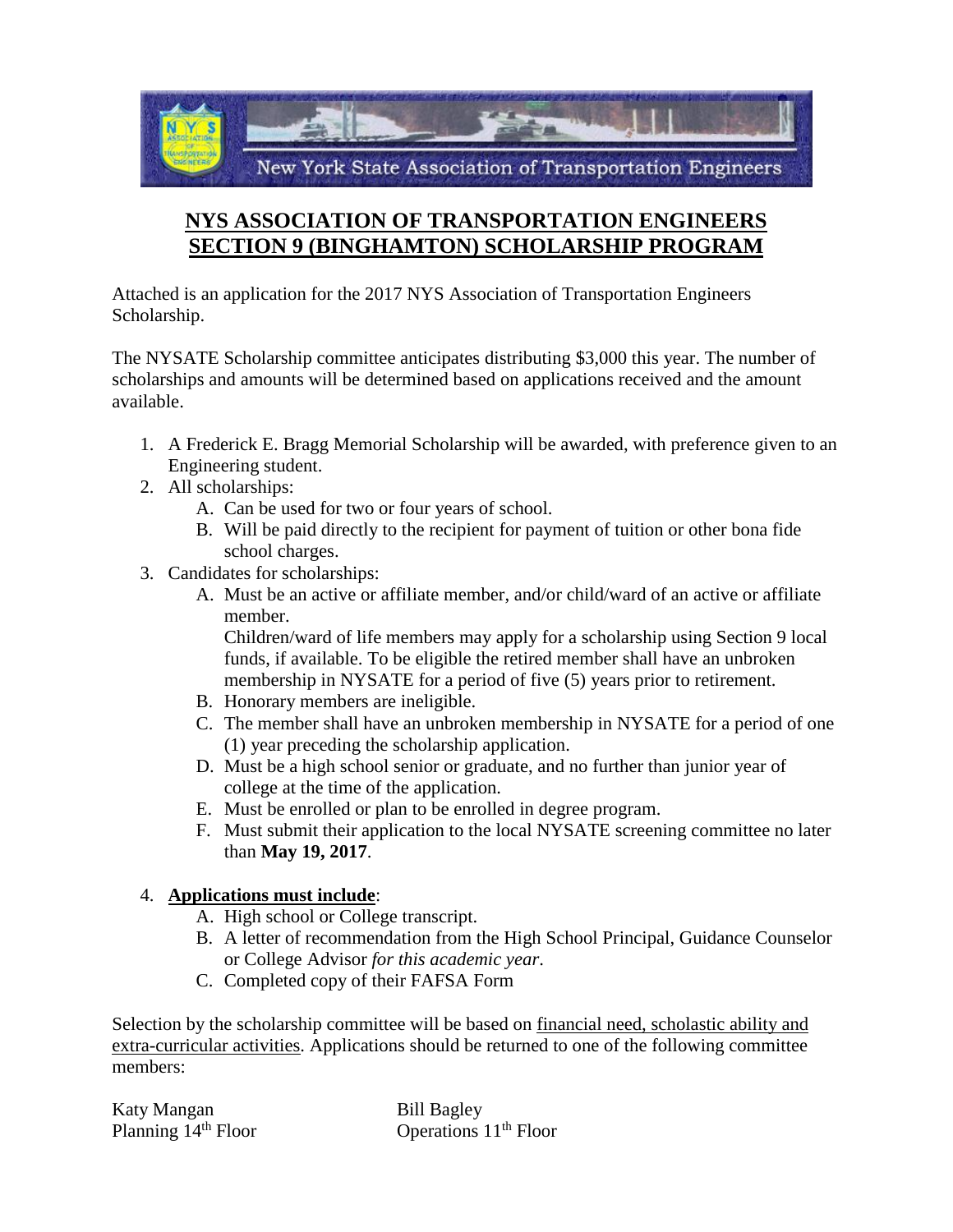New York State Association of Transportation Engineers

# NYS ASSOCIATION OF TRANSPORTATION ENGINEERS SECTION 9 (BINGHAMTON) SCHOLARSHIP PROGRAM

Attached is an application for the 2017 NYS Association of Transportation Engineers Scholarship.

The NYSATE Scholarship committee anticipates distributing $3,000 this year. The number of scholarships and amounts will be determined based on applications received and the amount available.

1. A Frederick E. Bragg Memorial Scholarship will be awarded, with preference given to an Engineering student.
2. All scholarships:
   - A. Can be used for two or four years of school.
   - B. Will be paid directly to the recipient for payment of tuition or other bona fide school charges.
3. Candidates for scholarships:
   - A. Must be an active or affiliate member, and/or child/ward of an active or affiliate member.

     Children/ward of life members may apply for a scholarship using Section 9 local funds, if available. To be eligible the retired member shall have an unbroken membership in NYSATE for a period of five (5) years prior to retirement.
   - B. Honorary members are ineligible.
   - C. The member shall have an unbroken membership in NYSATE for a period of one (1) year preceding the scholarship application.
   - D. Must be a high school senior or graduate, and no further than junior year of college at the time of the application.
   - E. Must be enrolled or plan to be enrolled in degree program.
   - F. Must submit their application to the local NYSATE screening committee no later than **May 19, 2017**.
4. **Applications must include**:
   - A. High school or College transcript.
   - B. A letter of recommendation from the High School Principal, Guidance Counselor or College Advisor *for this academic year*.
   - C. Completed copy of their FAFSA Form

Selection by the scholarship committee will be based on financial need, scholastic ability and extra-curricular activities. Applications should be returned to one of the following committee members:

Katy Mangan
Planning 14th Floor

Bill Bagley
Operations 11th Floor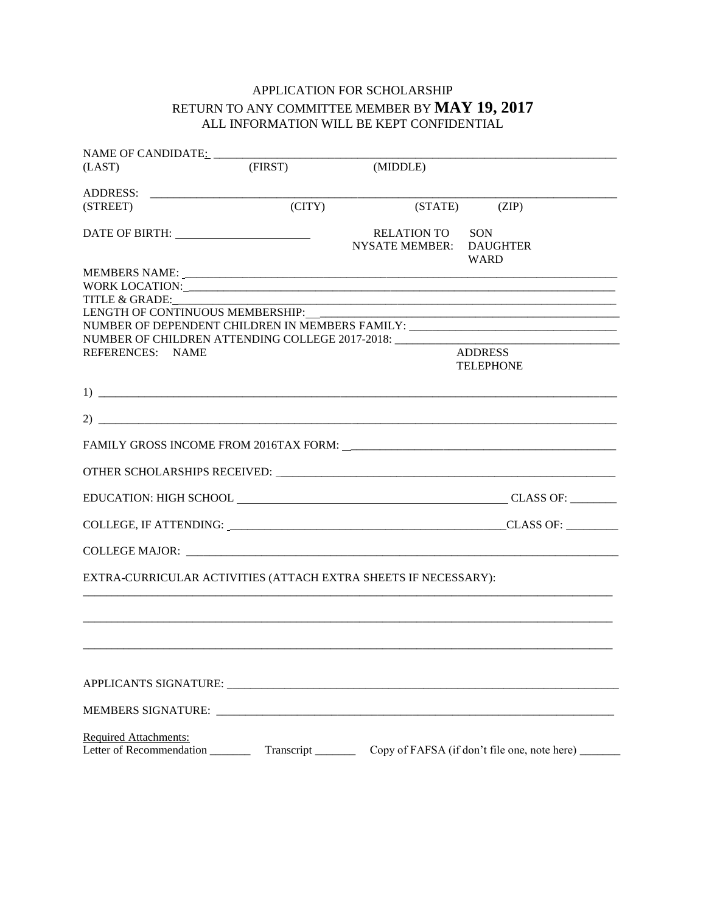APPLICATION FOR SCHOLARSHIP

RETURN TO ANY COMMITTEE MEMBER BY **MAY 19, 2017**

ALL INFORMATION WILL BE KEPT CONFIDENTIAL

NAME OF CANDIDATE: ___________________________________________

(LAST) (FIRST) (MIDDLE)

ADDRESS: ___________________________________________

(STREET) (CITY) (STATE) (ZIP)

DATE OF BIRTH: ____________________ RELATION TO NYSATE MEMBER: SON DAUGHTER WARD

MEMBERS NAME: ___________________________________________

WORK LOCATION: ___________________________________________

TITLE & GRADE: ___________________________________________

LENGTH OF CONTINUOUS MEMBERSHIP: ___________________________________________

NUMBER OF DEPENDENT CHILDREN IN MEMBERS FAMILY: ____________________

NUMBER OF CHILDREN ATTENDING COLLEGE 2017-2018: ____________________

REFERENCES: NAME ADDRESS TELEPHONE

1) ___________________________________________

2) ___________________________________________

FAMILY GROSS INCOME FROM 2016TAX FORM: ___________________________________________

OTHER SCHOLARSHIPS RECEIVED: ___________________________________________

EDUCATION: HIGH SCHOOL ______________________________ CLASS OF: ________

COLLEGE, IF ATTENDING: ______________________________ CLASS OF: ________

COLLEGE MAJOR: ___________________________________________

EXTRA-CURRICULAR ACTIVITIES (ATTACH EXTRA SHEETS IF NECESSARY):

___________________________________________

___________________________________________

___________________________________________

APPLICANTS SIGNATURE: ___________________________________________

MEMBERS SIGNATURE: ___________________________________________

Required Attachments:

Letter of Recommendation _______ Transcript _______ Copy of FAFSA (if don't file one, note here) _______